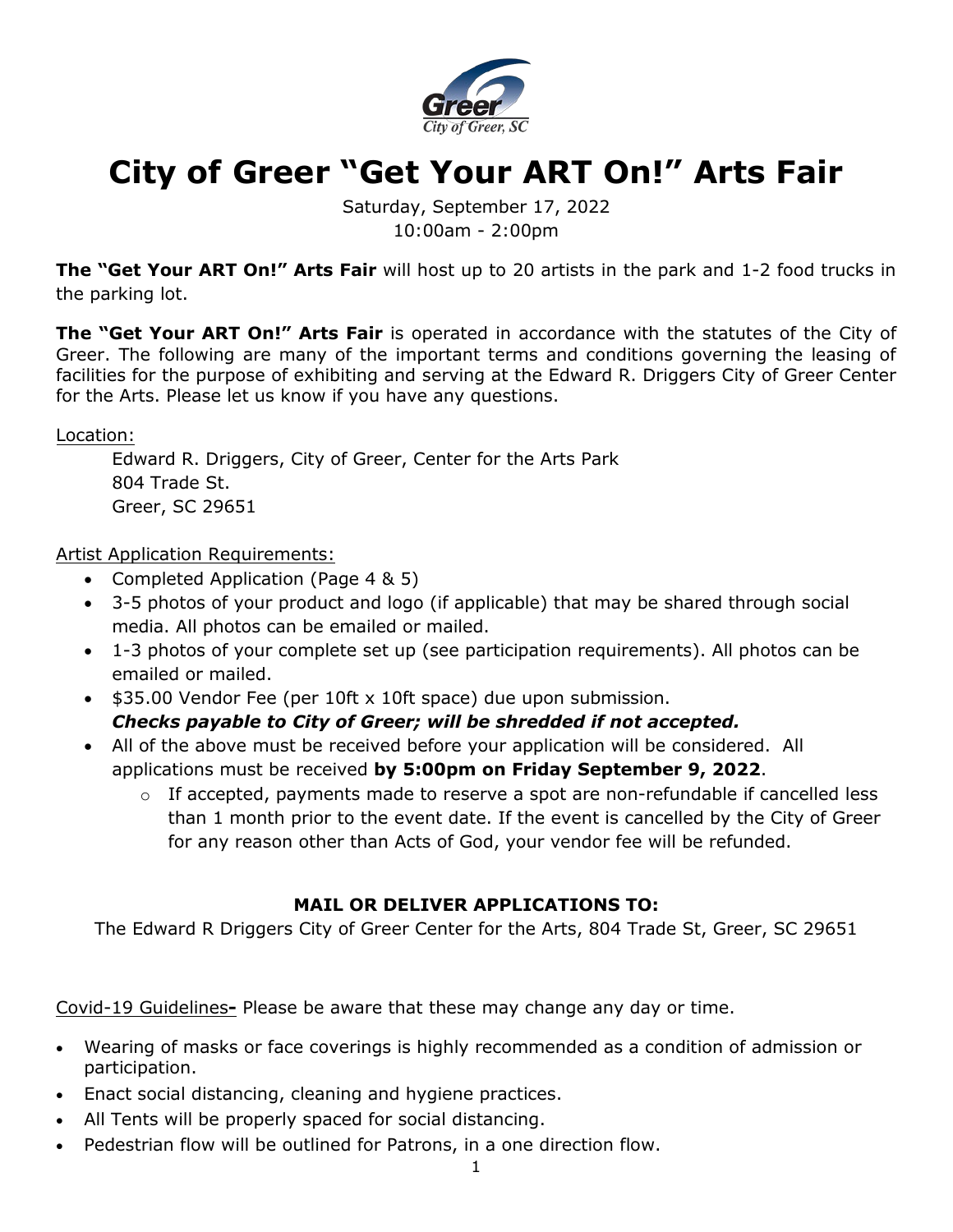# City of Greer "Get Your ART On!" Arts Fair

Saturday, September 17, 2022
10:00am - 2:00pm

**The "Get Your ART On!" Arts Fair** will host up to 20 artists in the park and 1-2 food trucks in the parking lot.

**The "Get Your ART On!" Arts Fair** is operated in accordance with the statutes of the City of Greer. The following are many of the important terms and conditions governing the leasing of facilities for the purpose of exhibiting and serving at the Edward R. Driggers City of Greer Center for the Arts. Please let us know if you have any questions.

Location:

Edward R. Driggers, City of Greer, Center for the Arts Park
804 Trade St.
Greer, SC 29651

Artist Application Requirements:

- Completed Application (Page 4 & 5)
- 3-5 photos of your product and logo (if applicable) that may be shared through social media. All photos can be emailed or mailed.
- 1-3 photos of your complete set up (see participation requirements). All photos can be emailed or mailed.
- $35.00 Vendor Fee (per 10ft x 10ft space) due upon submission.
  ***Checks payable to City of Greer; will be shredded if not accepted.***
- All of the above must be received before your application will be considered. All applications must be received **by 5:00pm on Friday September 9, 2022**.
  - If accepted, payments made to reserve a spot are non-refundable if cancelled less than 1 month prior to the event date. If the event is cancelled by the City of Greer for any reason other than Acts of God, your vendor fee will be refunded.

**MAIL OR DELIVER APPLICATIONS TO:**

The Edward R Driggers City of Greer Center for the Arts, 804 Trade St, Greer, SC 29651

Covid-19 Guidelines**-** Please be aware that these may change any day or time.

- Wearing of masks or face coverings is highly recommended as a condition of admission or participation.
- Enact social distancing, cleaning and hygiene practices.
- All Tents will be properly spaced for social distancing.
- Pedestrian flow will be outlined for Patrons, in a one direction flow.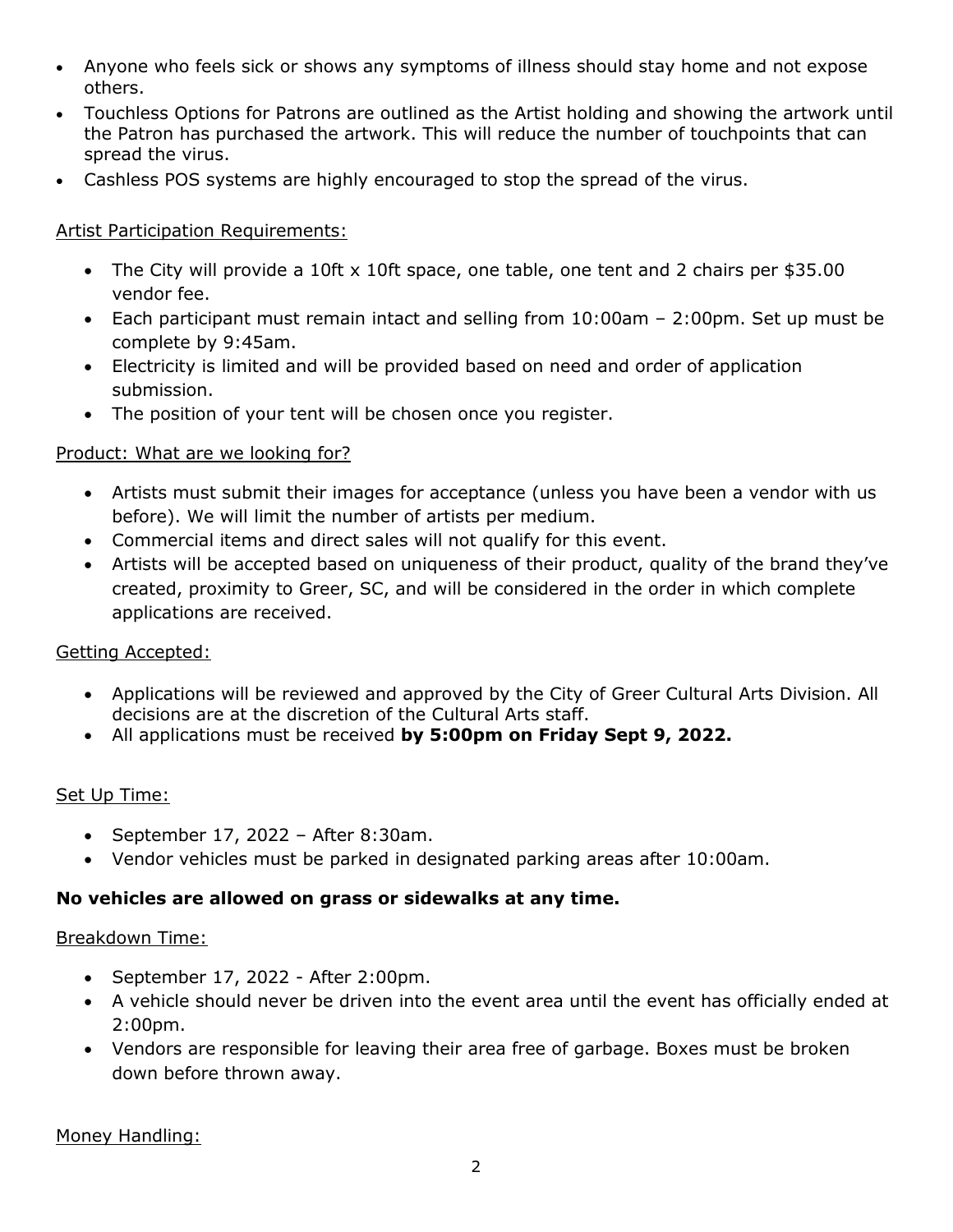- Anyone who feels sick or shows any symptoms of illness should stay home and not expose others.
- Touchless Options for Patrons are outlined as the Artist holding and showing the artwork until the Patron has purchased the artwork. This will reduce the number of touchpoints that can spread the virus.
- Cashless POS systems are highly encouraged to stop the spread of the virus.

Artist Participation Requirements:

- The City will provide a 10ft x 10ft space, one table, one tent and 2 chairs per $35.00 vendor fee.
- Each participant must remain intact and selling from 10:00am – 2:00pm. Set up must be complete by 9:45am.
- Electricity is limited and will be provided based on need and order of application submission.
- The position of your tent will be chosen once you register.

Product: What are we looking for?

- Artists must submit their images for acceptance (unless you have been a vendor with us before). We will limit the number of artists per medium.
- Commercial items and direct sales will not qualify for this event.
- Artists will be accepted based on uniqueness of their product, quality of the brand they've created, proximity to Greer, SC, and will be considered in the order in which complete applications are received.

Getting Accepted:

- Applications will be reviewed and approved by the City of Greer Cultural Arts Division. All decisions are at the discretion of the Cultural Arts staff.
- All applications must be received **by 5:00pm on Friday Sept 9, 2022.**

Set Up Time:

- September 17, 2022 – After 8:30am.
- Vendor vehicles must be parked in designated parking areas after 10:00am.

**No vehicles are allowed on grass or sidewalks at any time.**

Breakdown Time:

- September 17, 2022 - After 2:00pm.
- A vehicle should never be driven into the event area until the event has officially ended at 2:00pm.
- Vendors are responsible for leaving their area free of garbage. Boxes must be broken down before thrown away.

Money Handling: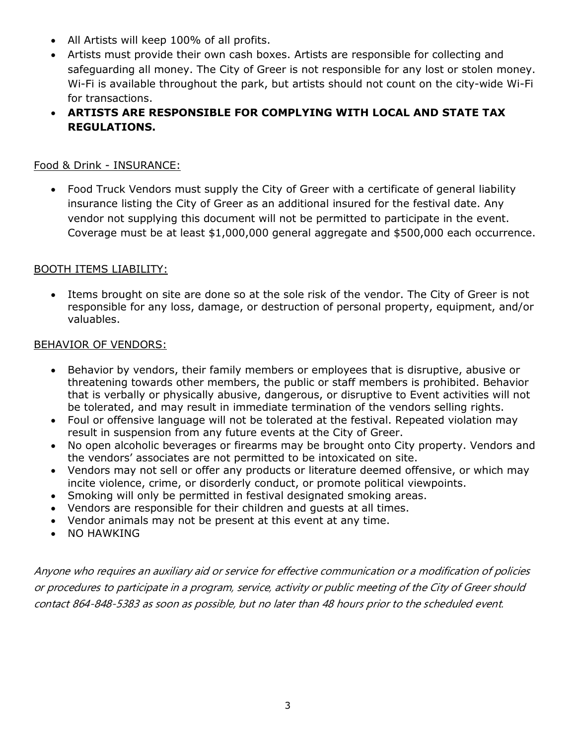- All Artists will keep 100% of all profits.
- Artists must provide their own cash boxes. Artists are responsible for collecting and safeguarding all money. The City of Greer is not responsible for any lost or stolen money. Wi-Fi is available throughout the park, but artists should not count on the city-wide Wi-Fi for transactions.
- **ARTISTS ARE RESPONSIBLE FOR COMPLYING WITH LOCAL AND STATE TAX REGULATIONS.**

<u>Food & Drink - INSURANCE:</u>

- Food Truck Vendors must supply the City of Greer with a certificate of general liability insurance listing the City of Greer as an additional insured for the festival date. Any vendor not supplying this document will not be permitted to participate in the event. Coverage must be at least $1,000,000 general aggregate and $500,000 each occurrence.

<u>BOOTH ITEMS LIABILITY:</u>

- Items brought on site are done so at the sole risk of the vendor. The City of Greer is not responsible for any loss, damage, or destruction of personal property, equipment, and/or valuables.

<u>BEHAVIOR OF VENDORS:</u>

- Behavior by vendors, their family members or employees that is disruptive, abusive or threatening towards other members, the public or staff members is prohibited. Behavior that is verbally or physically abusive, dangerous, or disruptive to Event activities will not be tolerated, and may result in immediate termination of the vendors selling rights.
- Foul or offensive language will not be tolerated at the festival. Repeated violation may result in suspension from any future events at the City of Greer.
- No open alcoholic beverages or firearms may be brought onto City property. Vendors and the vendors' associates are not permitted to be intoxicated on site.
- Vendors may not sell or offer any products or literature deemed offensive, or which may incite violence, crime, or disorderly conduct, or promote political viewpoints.
- Smoking will only be permitted in festival designated smoking areas.
- Vendors are responsible for their children and guests at all times.
- Vendor animals may not be present at this event at any time.
- NO HAWKING

*Anyone who requires an auxiliary aid or service for effective communication or a modification of policies or procedures to participate in a program, service, activity or public meeting of the City of Greer should contact 864-848-5383 as soon as possible, but no later than 48 hours prior to the scheduled event.*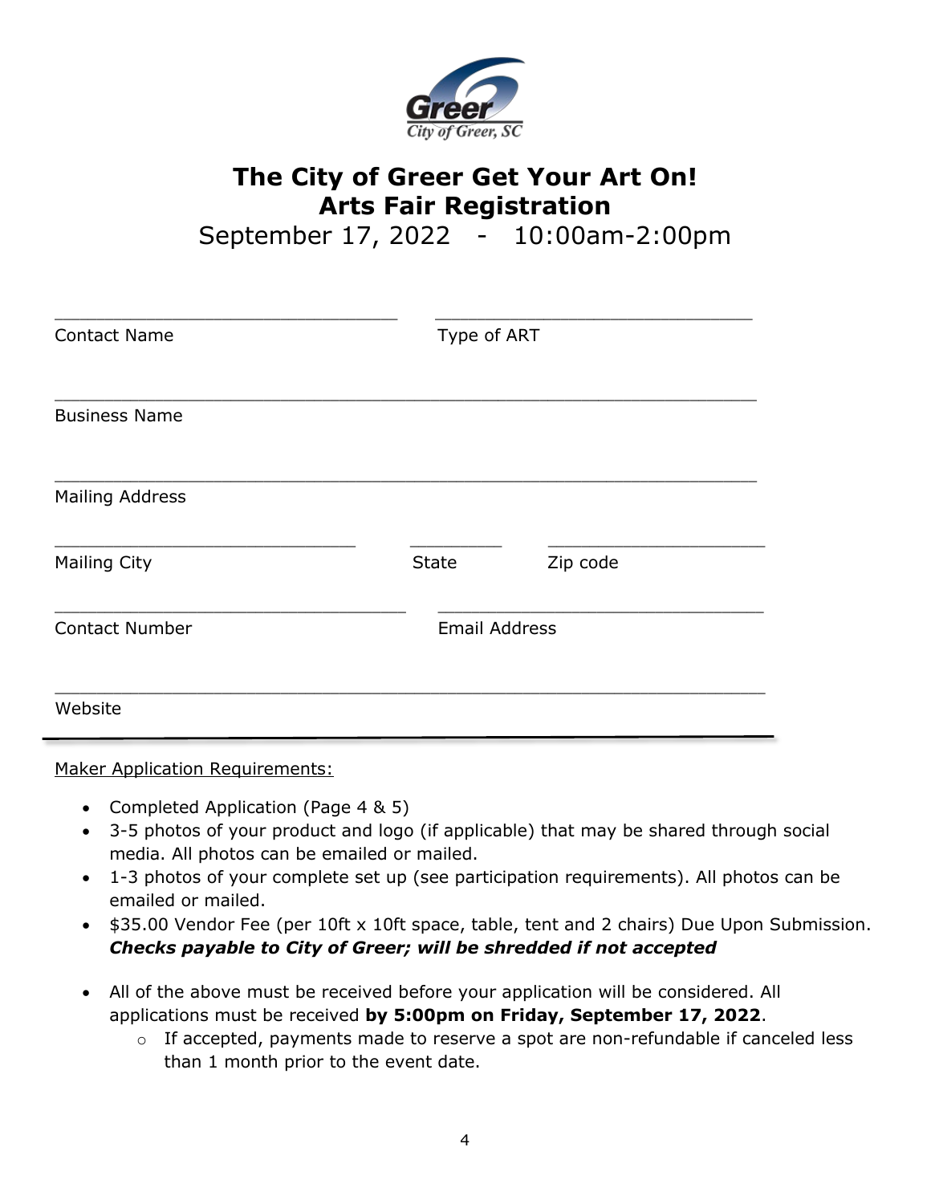# The City of Greer Get Your Art On!
# Arts Fair Registration

September 17, 2022 - 10:00am-2:00pm

________________________________ ________________________________
Contact Name Type of ART

________________________________________________________________
Business Name

________________________________________________________________
Mailing Address

____________________________ ________ ____________________
Mailing City State Zip code

________________________________ ________________________________
Contact Number Email Address

________________________________________________________________
Website

---

<u>Maker Application Requirements:</u>

- Completed Application (Page 4 & 5)
- 3-5 photos of your product and logo (if applicable) that may be shared through social media. All photos can be emailed or mailed.
- 1-3 photos of your complete set up (see participation requirements). All photos can be emailed or mailed.
- $35.00 Vendor Fee (per 10ft x 10ft space, table, tent and 2 chairs) Due Upon Submission. ***Checks payable to City of Greer; will be shredded if not accepted***
- All of the above must be received before your application will be considered. All applications must be received **by 5:00pm on Friday, September 17, 2022**.
  - If accepted, payments made to reserve a spot are non-refundable if canceled less than 1 month prior to the event date.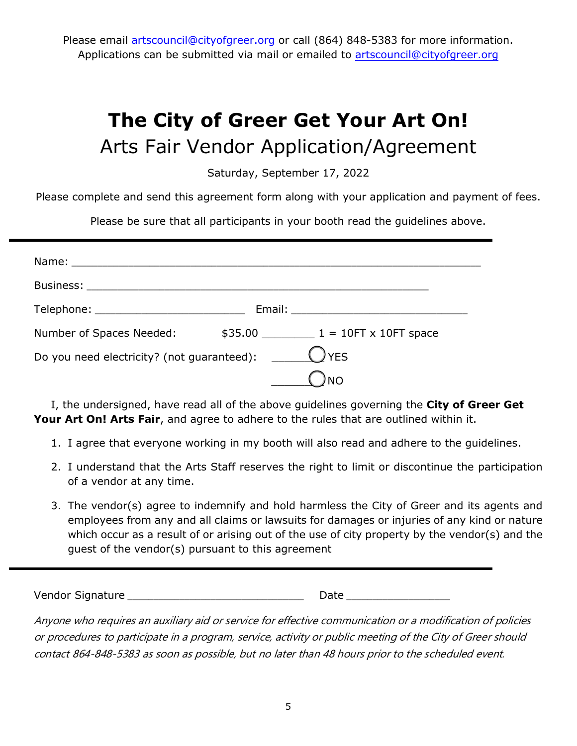Please email artscouncil@cityofgreer.org or call (864) 848-5383 for more information.
Applications can be submitted via mail or emailed to artscouncil@cityofgreer.org

# The City of Greer Get Your Art On!

## Arts Fair Vendor Application/Agreement

Saturday, September 17, 2022

Please complete and send this agreement form along with your application and payment of fees.

Please be sure that all participants in your booth read the guidelines above.

---

Name: ____________________________________________________________

Business: __________________________________________________

Telephone: ______________________ Email: __________________________

Number of Spaces Needed: $35.00 ________ 1 = 10FT x 10FT space

Do you need electricity? (not guaranteed): ______ ◯ YES

______ ◯ NO

I, the undersigned, have read all of the above guidelines governing the **City of Greer Get Your Art On! Arts Fair**, and agree to adhere to the rules that are outlined within it.

1. I agree that everyone working in my booth will also read and adhere to the guidelines.
2. I understand that the Arts Staff reserves the right to limit or discontinue the participation of a vendor at any time.
3. The vendor(s) agree to indemnify and hold harmless the City of Greer and its agents and employees from any and all claims or lawsuits for damages or injuries of any kind or nature which occur as a result of or arising out of the use of city property by the vendor(s) and the guest of the vendor(s) pursuant to this agreement

---

Vendor Signature __________________________ Date ________________

*Anyone who requires an auxiliary aid or service for effective communication or a modification of policies or procedures to participate in a program, service, activity or public meeting of the City of Greer should contact 864-848-5383 as soon as possible, but no later than 48 hours prior to the scheduled event.*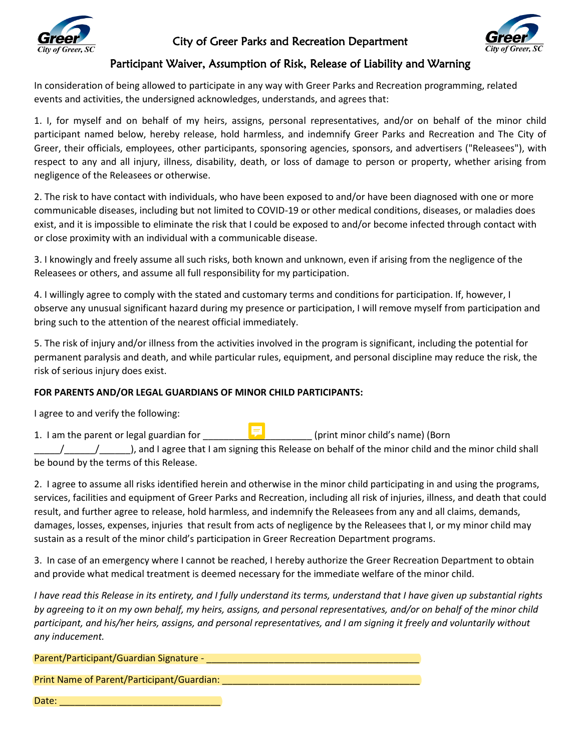City of Greer Parks and Recreation Department

## Participant Waiver, Assumption of Risk, Release of Liability and Warning

In consideration of being allowed to participate in any way with Greer Parks and Recreation programming, related events and activities, the undersigned acknowledges, understands, and agrees that:

1. I, for myself and on behalf of my heirs, assigns, personal representatives, and/or on behalf of the minor child participant named below, hereby release, hold harmless, and indemnify Greer Parks and Recreation and The City of Greer, their officials, employees, other participants, sponsoring agencies, sponsors, and advertisers ("Releasees"), with respect to any and all injury, illness, disability, death, or loss of damage to person or property, whether arising from negligence of the Releasees or otherwise.

2. The risk to have contact with individuals, who have been exposed to and/or have been diagnosed with one or more communicable diseases, including but not limited to COVID-19 or other medical conditions, diseases, or maladies does exist, and it is impossible to eliminate the risk that I could be exposed to and/or become infected through contact with or close proximity with an individual with a communicable disease.

3. I knowingly and freely assume all such risks, both known and unknown, even if arising from the negligence of the Releasees or others, and assume all full responsibility for my participation.

4. I willingly agree to comply with the stated and customary terms and conditions for participation. If, however, I observe any unusual significant hazard during my presence or participation, I will remove myself from participation and bring such to the attention of the nearest official immediately.

5. The risk of injury and/or illness from the activities involved in the program is significant, including the potential for permanent paralysis and death, and while particular rules, equipment, and personal discipline may reduce the risk, the risk of serious injury does exist.

**FOR PARENTS AND/OR LEGAL GUARDIANS OF MINOR CHILD PARTICIPANTS:**

I agree to and verify the following:

1. I am the parent or legal guardian for ______________________________ (print minor child's name) (Born _____/______/______), and I agree that I am signing this Release on behalf of the minor child and the minor child shall be bound by the terms of this Release.

2. I agree to assume all risks identified herein and otherwise in the minor child participating in and using the programs, services, facilities and equipment of Greer Parks and Recreation, including all risk of injuries, illness, and death that could result, and further agree to release, hold harmless, and indemnify the Releasees from any and all claims, demands, damages, losses, expenses, injuries that result from acts of negligence by the Releasees that I, or my minor child may sustain as a result of the minor child's participation in Greer Recreation Department programs.

3. In case of an emergency where I cannot be reached, I hereby authorize the Greer Recreation Department to obtain and provide what medical treatment is deemed necessary for the immediate welfare of the minor child.

*I have read this Release in its entirety, and I fully understand its terms, understand that I have given up substantial rights by agreeing to it on my own behalf, my heirs, assigns, and personal representatives, and/or on behalf of the minor child participant, and his/her heirs, assigns, and personal representatives, and I am signing it freely and voluntarily without any inducement.*

Parent/Participant/Guardian Signature - ________________________________________

Print Name of Parent/Participant/Guardian: ____________________________________

Date: ______________________________